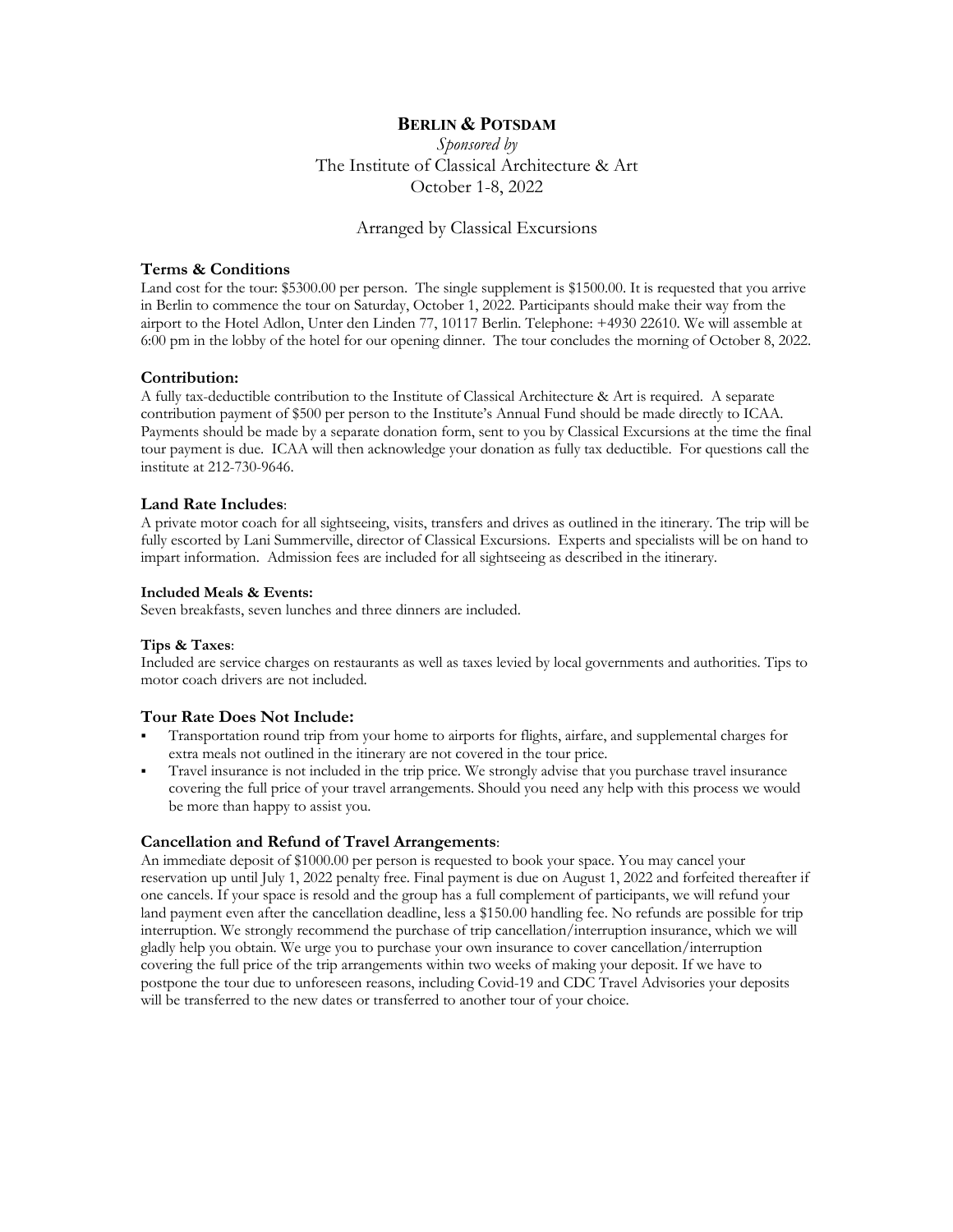# BERLIN & POTSDAM

*Sponsored by*

The Institute of Classical Architecture & Art

October 1-8, 2022

Arranged by Classical Excursions

## Terms & Conditions

Land cost for the tour: $5300.00 per person. The single supplement is $1500.00. It is requested that you arrive in Berlin to commence the tour on Saturday, October 1, 2022. Participants should make their way from the airport to the Hotel Adlon, Unter den Linden 77, 10117 Berlin. Telephone: +4930 22610. We will assemble at 6:00 pm in the lobby of the hotel for our opening dinner. The tour concludes the morning of October 8, 2022.

## Contribution:

A fully tax-deductible contribution to the Institute of Classical Architecture & Art is required. A separate contribution payment of $500 per person to the Institute's Annual Fund should be made directly to ICAA. Payments should be made by a separate donation form, sent to you by Classical Excursions at the time the final tour payment is due. ICAA will then acknowledge your donation as fully tax deductible. For questions call the institute at 212-730-9646.

## Land Rate Includes:

A private motor coach for all sightseeing, visits, transfers and drives as outlined in the itinerary. The trip will be fully escorted by Lani Summerville, director of Classical Excursions. Experts and specialists will be on hand to impart information. Admission fees are included for all sightseeing as described in the itinerary.

### Included Meals & Events:

Seven breakfasts, seven lunches and three dinners are included.

### Tips & Taxes:

Included are service charges on restaurants as well as taxes levied by local governments and authorities. Tips to motor coach drivers are not included.

## Tour Rate Does Not Include:

- Transportation round trip from your home to airports for flights, airfare, and supplemental charges for extra meals not outlined in the itinerary are not covered in the tour price.
- Travel insurance is not included in the trip price. We strongly advise that you purchase travel insurance covering the full price of your travel arrangements. Should you need any help with this process we would be more than happy to assist you.

## Cancellation and Refund of Travel Arrangements:

An immediate deposit of $1000.00 per person is requested to book your space. You may cancel your reservation up until July 1, 2022 penalty free. Final payment is due on August 1, 2022 and forfeited thereafter if one cancels. If your space is resold and the group has a full complement of participants, we will refund your land payment even after the cancellation deadline, less a $150.00 handling fee. No refunds are possible for trip interruption. We strongly recommend the purchase of trip cancellation/interruption insurance, which we will gladly help you obtain. We urge you to purchase your own insurance to cover cancellation/interruption covering the full price of the trip arrangements within two weeks of making your deposit. If we have to postpone the tour due to unforeseen reasons, including Covid-19 and CDC Travel Advisories your deposits will be transferred to the new dates or transferred to another tour of your choice.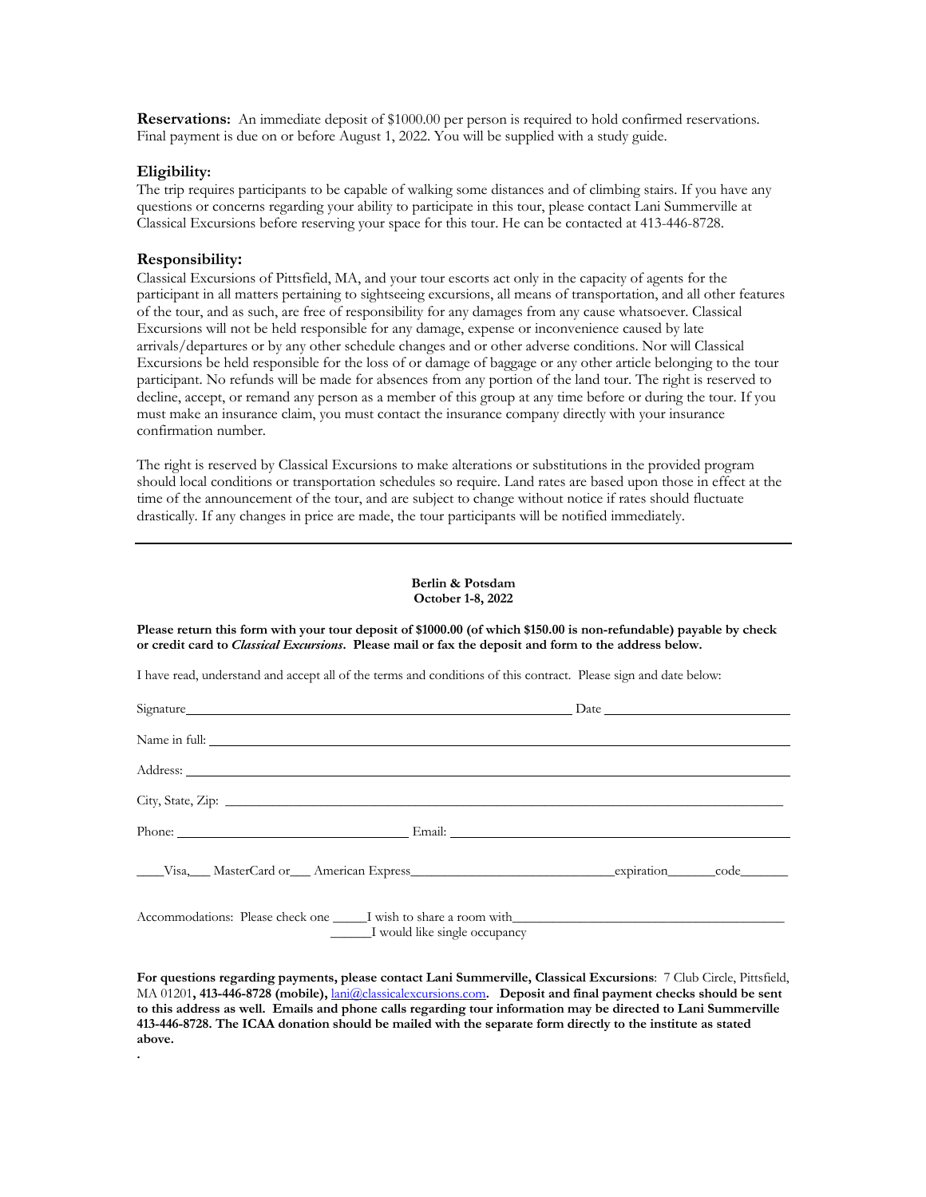**Reservations:** An immediate deposit of $1000.00 per person is required to hold confirmed reservations. Final payment is due on or before August 1, 2022. You will be supplied with a study guide.

### Eligibility:

The trip requires participants to be capable of walking some distances and of climbing stairs. If you have any questions or concerns regarding your ability to participate in this tour, please contact Lani Summerville at Classical Excursions before reserving your space for this tour. He can be contacted at 413-446-8728.

### Responsibility:

Classical Excursions of Pittsfield, MA, and your tour escorts act only in the capacity of agents for the participant in all matters pertaining to sightseeing excursions, all means of transportation, and all other features of the tour, and as such, are free of responsibility for any damages from any cause whatsoever. Classical Excursions will not be held responsible for any damage, expense or inconvenience caused by late arrivals/departures or by any other schedule changes and or other adverse conditions. Nor will Classical Excursions be held responsible for the loss of or damage of baggage or any other article belonging to the tour participant. No refunds will be made for absences from any portion of the land tour. The right is reserved to decline, accept, or remand any person as a member of this group at any time before or during the tour. If you must make an insurance claim, you must contact the insurance company directly with your insurance confirmation number.

The right is reserved by Classical Excursions to make alterations or substitutions in the provided program should local conditions or transportation schedules so require. Land rates are based upon those in effect at the time of the announcement of the tour, and are subject to change without notice if rates should fluctuate drastically. If any changes in price are made, the tour participants will be notified immediately.

---

**Berlin & Potsdam**
**October 1-8, 2022**

**Please return this form with your tour deposit of $1000.00 (of which $150.00 is non-refundable) payable by check or credit card to *Classical Excursions*. Please mail or fax the deposit and form to the address below.**

I have read, understand and accept all of the terms and conditions of this contract. Please sign and date below:

Signature______________________________________________ Date ____________________

Name in full: ________________________________________________________________

Address: ____________________________________________________________________

City, State, Zip: ______________________________________________________________

Phone: ____________________________ Email: __________________________________

____Visa,___ MasterCard or___ American Express_____________________________expiration_______code_______

Accommodations: Please check one _____I wish to share a room with_______________________________________
______I would like single occupancy

**For questions regarding payments, please contact Lani Summerville, Classical Excursions**: 7 Club Circle, Pittsfield, MA 01201**, 413-446-8728 (mobile),** lani@classicalexcursions.com**. Deposit and final payment checks should be sent to this address as well. Emails and phone calls regarding tour information may be directed to Lani Summerville 413-446-8728. The ICAA donation should be mailed with the separate form directly to the institute as stated above.**

.